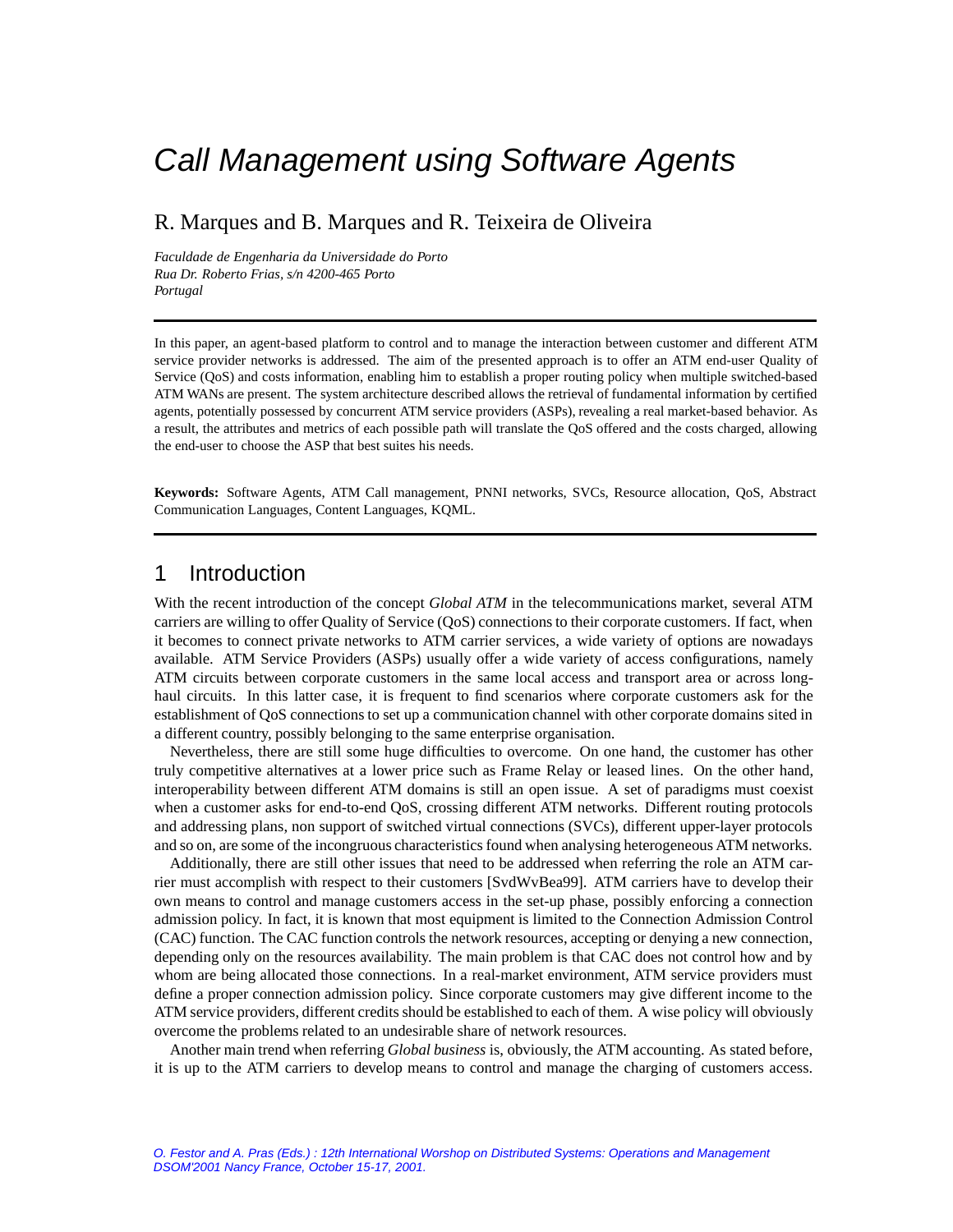# Call Management using Software Agents

R. Marques and B. Marques and R. Teixeira de Oliveira

*Faculdade de Engenharia da Universidade do Porto*
*Rua Dr. Roberto Frias, s/n 4200-465 Porto*
*Portugal*

---

In this paper, an agent-based platform to control and to manage the interaction between customer and different ATM service provider networks is addressed. The aim of the presented approach is to offer an ATM end-user Quality of Service (QoS) and costs information, enabling him to establish a proper routing policy when multiple switched-based ATM WANs are present. The system architecture described allows the retrieval of fundamental information by certified agents, potentially possessed by concurrent ATM service providers (ASPs), revealing a real market-based behavior. As a result, the attributes and metrics of each possible path will translate the QoS offered and the costs charged, allowing the end-user to choose the ASP that best suites his needs.

**Keywords:** Software Agents, ATM Call management, PNNI networks, SVCs, Resource allocation, QoS, Abstract Communication Languages, Content Languages, KQML.

---

## 1 Introduction

With the recent introduction of the concept *Global ATM* in the telecommunications market, several ATM carriers are willing to offer Quality of Service (QoS) connections to their corporate customers. If fact, when it becomes to connect private networks to ATM carrier services, a wide variety of options are nowadays available. ATM Service Providers (ASPs) usually offer a wide variety of access configurations, namely ATM circuits between corporate customers in the same local access and transport area or across long-haul circuits. In this latter case, it is frequent to find scenarios where corporate customers ask for the establishment of QoS connections to set up a communication channel with other corporate domains sited in a different country, possibly belonging to the same enterprise organisation.

Nevertheless, there are still some huge difficulties to overcome. On one hand, the customer has other truly competitive alternatives at a lower price such as Frame Relay or leased lines. On the other hand, interoperability between different ATM domains is still an open issue. A set of paradigms must coexist when a customer asks for end-to-end QoS, crossing different ATM networks. Different routing protocols and addressing plans, non support of switched virtual connections (SVCs), different upper-layer protocols and so on, are some of the incongruous characteristics found when analysing heterogeneous ATM networks.

Additionally, there are still other issues that need to be addressed when referring the role an ATM carrier must accomplish with respect to their customers [SvdWvBea99]. ATM carriers have to develop their own means to control and manage customers access in the set-up phase, possibly enforcing a connection admission policy. In fact, it is known that most equipment is limited to the Connection Admission Control (CAC) function. The CAC function controls the network resources, accepting or denying a new connection, depending only on the resources availability. The main problem is that CAC does not control how and by whom are being allocated those connections. In a real-market environment, ATM service providers must define a proper connection admission policy. Since corporate customers may give different income to the ATM service providers, different credits should be established to each of them. A wise policy will obviously overcome the problems related to an undesirable share of network resources.

Another main trend when referring *Global business* is, obviously, the ATM accounting. As stated before, it is up to the ATM carriers to develop means to control and manage the charging of customers access.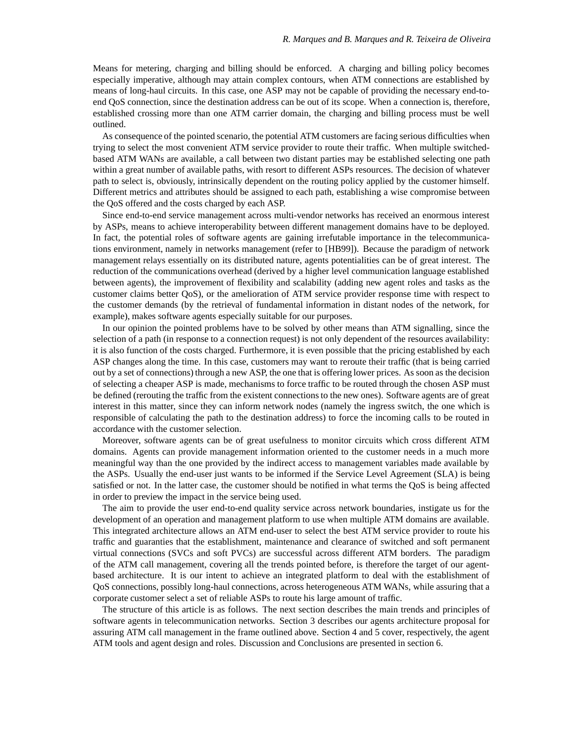Means for metering, charging and billing should be enforced. A charging and billing policy becomes especially imperative, although may attain complex contours, when ATM connections are established by means of long-haul circuits. In this case, one ASP may not be capable of providing the necessary end-to-end QoS connection, since the destination address can be out of its scope. When a connection is, therefore, established crossing more than one ATM carrier domain, the charging and billing process must be well outlined.

As consequence of the pointed scenario, the potential ATM customers are facing serious difficulties when trying to select the most convenient ATM service provider to route their traffic. When multiple switched-based ATM WANs are available, a call between two distant parties may be established selecting one path within a great number of available paths, with resort to different ASPs resources. The decision of whatever path to select is, obviously, intrinsically dependent on the routing policy applied by the customer himself. Different metrics and attributes should be assigned to each path, establishing a wise compromise between the QoS offered and the costs charged by each ASP.

Since end-to-end service management across multi-vendor networks has received an enormous interest by ASPs, means to achieve interoperability between different management domains have to be deployed. In fact, the potential roles of software agents are gaining irrefutable importance in the telecommunications environment, namely in networks management (refer to [HB99]). Because the paradigm of network management relays essentially on its distributed nature, agents potentialities can be of great interest. The reduction of the communications overhead (derived by a higher level communication language established between agents), the improvement of flexibility and scalability (adding new agent roles and tasks as the customer claims better QoS), or the amelioration of ATM service provider response time with respect to the customer demands (by the retrieval of fundamental information in distant nodes of the network, for example), makes software agents especially suitable for our purposes.

In our opinion the pointed problems have to be solved by other means than ATM signalling, since the selection of a path (in response to a connection request) is not only dependent of the resources availability: it is also function of the costs charged. Furthermore, it is even possible that the pricing established by each ASP changes along the time. In this case, customers may want to reroute their traffic (that is being carried out by a set of connections) through a new ASP, the one that is offering lower prices. As soon as the decision of selecting a cheaper ASP is made, mechanisms to force traffic to be routed through the chosen ASP must be defined (rerouting the traffic from the existent connections to the new ones). Software agents are of great interest in this matter, since they can inform network nodes (namely the ingress switch, the one which is responsible of calculating the path to the destination address) to force the incoming calls to be routed in accordance with the customer selection.

Moreover, software agents can be of great usefulness to monitor circuits which cross different ATM domains. Agents can provide management information oriented to the customer needs in a much more meaningful way than the one provided by the indirect access to management variables made available by the ASPs. Usually the end-user just wants to be informed if the Service Level Agreement (SLA) is being satisfied or not. In the latter case, the customer should be notified in what terms the QoS is being affected in order to preview the impact in the service being used.

The aim to provide the user end-to-end quality service across network boundaries, instigate us for the development of an operation and management platform to use when multiple ATM domains are available. This integrated architecture allows an ATM end-user to select the best ATM service provider to route his traffic and guaranties that the establishment, maintenance and clearance of switched and soft permanent virtual connections (SVCs and soft PVCs) are successful across different ATM borders. The paradigm of the ATM call management, covering all the trends pointed before, is therefore the target of our agent-based architecture. It is our intent to achieve an integrated platform to deal with the establishment of QoS connections, possibly long-haul connections, across heterogeneous ATM WANs, while assuring that a corporate customer select a set of reliable ASPs to route his large amount of traffic.

The structure of this article is as follows. The next section describes the main trends and principles of software agents in telecommunication networks. Section 3 describes our agents architecture proposal for assuring ATM call management in the frame outlined above. Section 4 and 5 cover, respectively, the agent ATM tools and agent design and roles. Discussion and Conclusions are presented in section 6.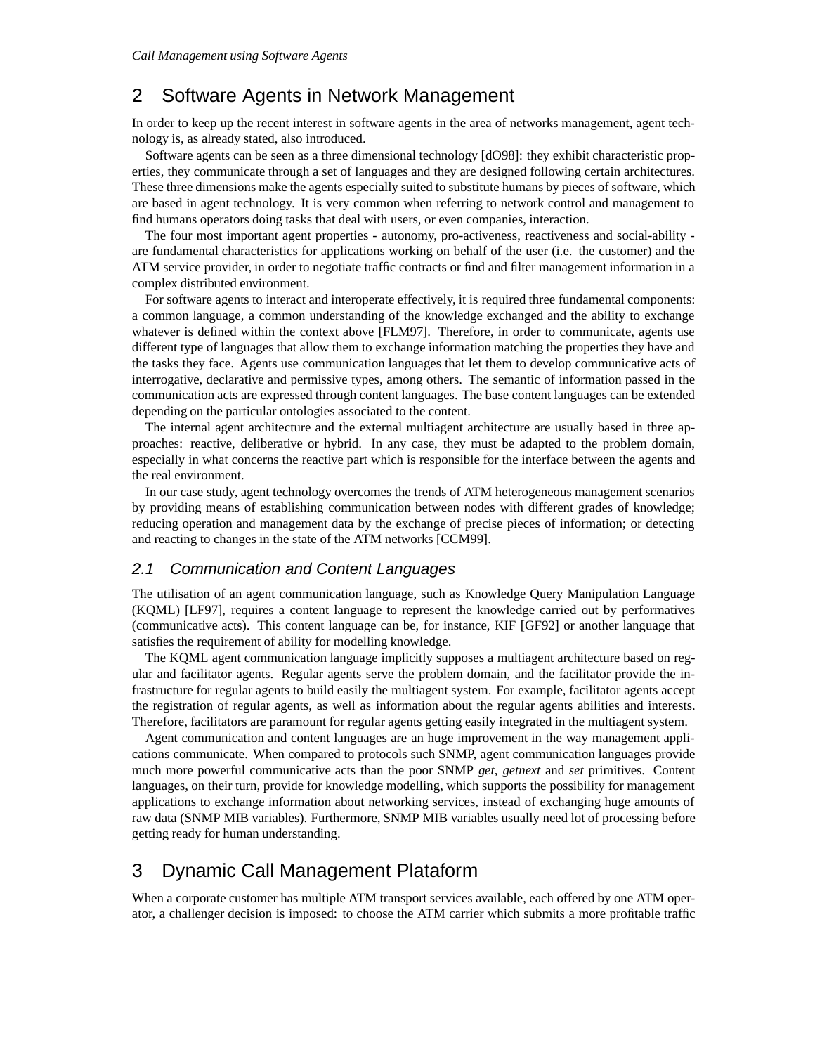## 2 Software Agents in Network Management

In order to keep up the recent interest in software agents in the area of networks management, agent technology is, as already stated, also introduced.

Software agents can be seen as a three dimensional technology [dO98]: they exhibit characteristic properties, they communicate through a set of languages and they are designed following certain architectures. These three dimensions make the agents especially suited to substitute humans by pieces of software, which are based in agent technology. It is very common when referring to network control and management to find humans operators doing tasks that deal with users, or even companies, interaction.

The four most important agent properties - autonomy, pro-activeness, reactiveness and social-ability - are fundamental characteristics for applications working on behalf of the user (i.e. the customer) and the ATM service provider, in order to negotiate traffic contracts or find and filter management information in a complex distributed environment.

For software agents to interact and interoperate effectively, it is required three fundamental components: a common language, a common understanding of the knowledge exchanged and the ability to exchange whatever is defined within the context above [FLM97]. Therefore, in order to communicate, agents use different type of languages that allow them to exchange information matching the properties they have and the tasks they face. Agents use communication languages that let them to develop communicative acts of interrogative, declarative and permissive types, among others. The semantic of information passed in the communication acts are expressed through content languages. The base content languages can be extended depending on the particular ontologies associated to the content.

The internal agent architecture and the external multiagent architecture are usually based in three approaches: reactive, deliberative or hybrid. In any case, they must be adapted to the problem domain, especially in what concerns the reactive part which is responsible for the interface between the agents and the real environment.

In our case study, agent technology overcomes the trends of ATM heterogeneous management scenarios by providing means of establishing communication between nodes with different grades of knowledge; reducing operation and management data by the exchange of precise pieces of information; or detecting and reacting to changes in the state of the ATM networks [CCM99].

### 2.1 Communication and Content Languages

The utilisation of an agent communication language, such as Knowledge Query Manipulation Language (KQML) [LF97], requires a content language to represent the knowledge carried out by performatives (communicative acts). This content language can be, for instance, KIF [GF92] or another language that satisfies the requirement of ability for modelling knowledge.

The KQML agent communication language implicitly supposes a multiagent architecture based on regular and facilitator agents. Regular agents serve the problem domain, and the facilitator provide the infrastructure for regular agents to build easily the multiagent system. For example, facilitator agents accept the registration of regular agents, as well as information about the regular agents abilities and interests. Therefore, facilitators are paramount for regular agents getting easily integrated in the multiagent system.

Agent communication and content languages are an huge improvement in the way management applications communicate. When compared to protocols such SNMP, agent communication languages provide much more powerful communicative acts than the poor SNMP *get*, *getnext* and *set* primitives. Content languages, on their turn, provide for knowledge modelling, which supports the possibility for management applications to exchange information about networking services, instead of exchanging huge amounts of raw data (SNMP MIB variables). Furthermore, SNMP MIB variables usually need lot of processing before getting ready for human understanding.

## 3 Dynamic Call Management Plataform

When a corporate customer has multiple ATM transport services available, each offered by one ATM operator, a challenger decision is imposed: to choose the ATM carrier which submits a more profitable traffic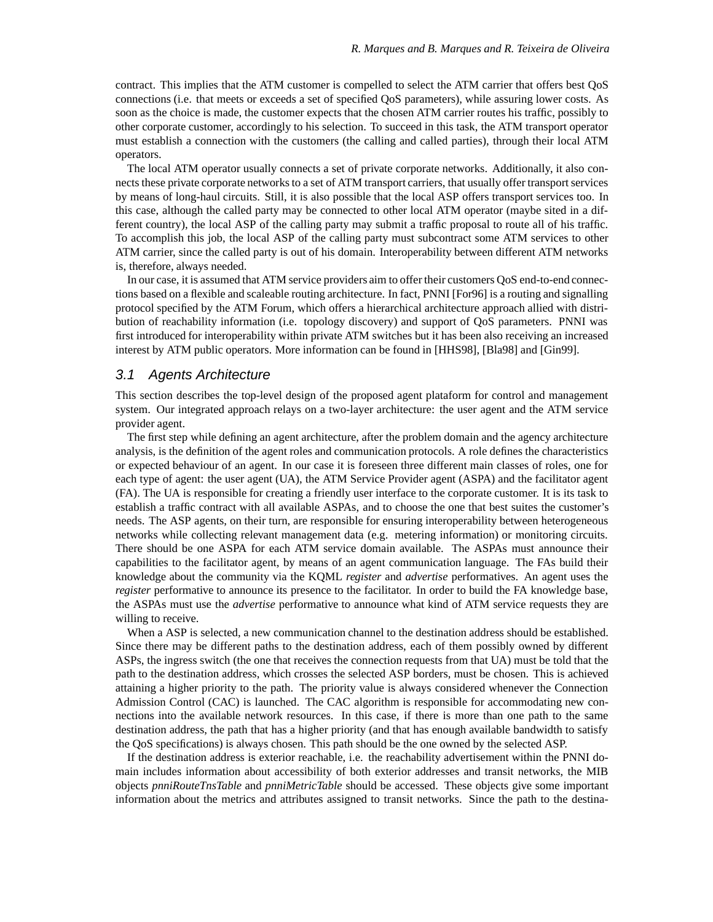contract. This implies that the ATM customer is compelled to select the ATM carrier that offers best QoS connections (i.e. that meets or exceeds a set of specified QoS parameters), while assuring lower costs. As soon as the choice is made, the customer expects that the chosen ATM carrier routes his traffic, possibly to other corporate customer, accordingly to his selection. To succeed in this task, the ATM transport operator must establish a connection with the customers (the calling and called parties), through their local ATM operators.

The local ATM operator usually connects a set of private corporate networks. Additionally, it also connects these private corporate networks to a set of ATM transport carriers, that usually offer transport services by means of long-haul circuits. Still, it is also possible that the local ASP offers transport services too. In this case, although the called party may be connected to other local ATM operator (maybe sited in a different country), the local ASP of the calling party may submit a traffic proposal to route all of his traffic. To accomplish this job, the local ASP of the calling party must subcontract some ATM services to other ATM carrier, since the called party is out of his domain. Interoperability between different ATM networks is, therefore, always needed.

In our case, it is assumed that ATM service providers aim to offer their customers QoS end-to-end connections based on a flexible and scaleable routing architecture. In fact, PNNI [For96] is a routing and signalling protocol specified by the ATM Forum, which offers a hierarchical architecture approach allied with distribution of reachability information (i.e. topology discovery) and support of QoS parameters. PNNI was first introduced for interoperability within private ATM switches but it has been also receiving an increased interest by ATM public operators. More information can be found in [HHS98], [Bla98] and [Gin99].

## 3.1 Agents Architecture

This section describes the top-level design of the proposed agent plataform for control and management system. Our integrated approach relays on a two-layer architecture: the user agent and the ATM service provider agent.

The first step while defining an agent architecture, after the problem domain and the agency architecture analysis, is the definition of the agent roles and communication protocols. A role defines the characteristics or expected behaviour of an agent. In our case it is foreseen three different main classes of roles, one for each type of agent: the user agent (UA), the ATM Service Provider agent (ASPA) and the facilitator agent (FA). The UA is responsible for creating a friendly user interface to the corporate customer. It is its task to establish a traffic contract with all available ASPAs, and to choose the one that best suites the customer's needs. The ASP agents, on their turn, are responsible for ensuring interoperability between heterogeneous networks while collecting relevant management data (e.g. metering information) or monitoring circuits. There should be one ASPA for each ATM service domain available. The ASPAs must announce their capabilities to the facilitator agent, by means of an agent communication language. The FAs build their knowledge about the community via the KQML *register* and *advertise* performatives. An agent uses the *register* performative to announce its presence to the facilitator. In order to build the FA knowledge base, the ASPAs must use the *advertise* performative to announce what kind of ATM service requests they are willing to receive.

When a ASP is selected, a new communication channel to the destination address should be established. Since there may be different paths to the destination address, each of them possibly owned by different ASPs, the ingress switch (the one that receives the connection requests from that UA) must be told that the path to the destination address, which crosses the selected ASP borders, must be chosen. This is achieved attaining a higher priority to the path. The priority value is always considered whenever the Connection Admission Control (CAC) is launched. The CAC algorithm is responsible for accommodating new connections into the available network resources. In this case, if there is more than one path to the same destination address, the path that has a higher priority (and that has enough available bandwidth to satisfy the QoS specifications) is always chosen. This path should be the one owned by the selected ASP.

If the destination address is exterior reachable, i.e. the reachability advertisement within the PNNI domain includes information about accessibility of both exterior addresses and transit networks, the MIB objects *pnniRouteTnsTable* and *pnniMetricTable* should be accessed. These objects give some important information about the metrics and attributes assigned to transit networks. Since the path to the destina-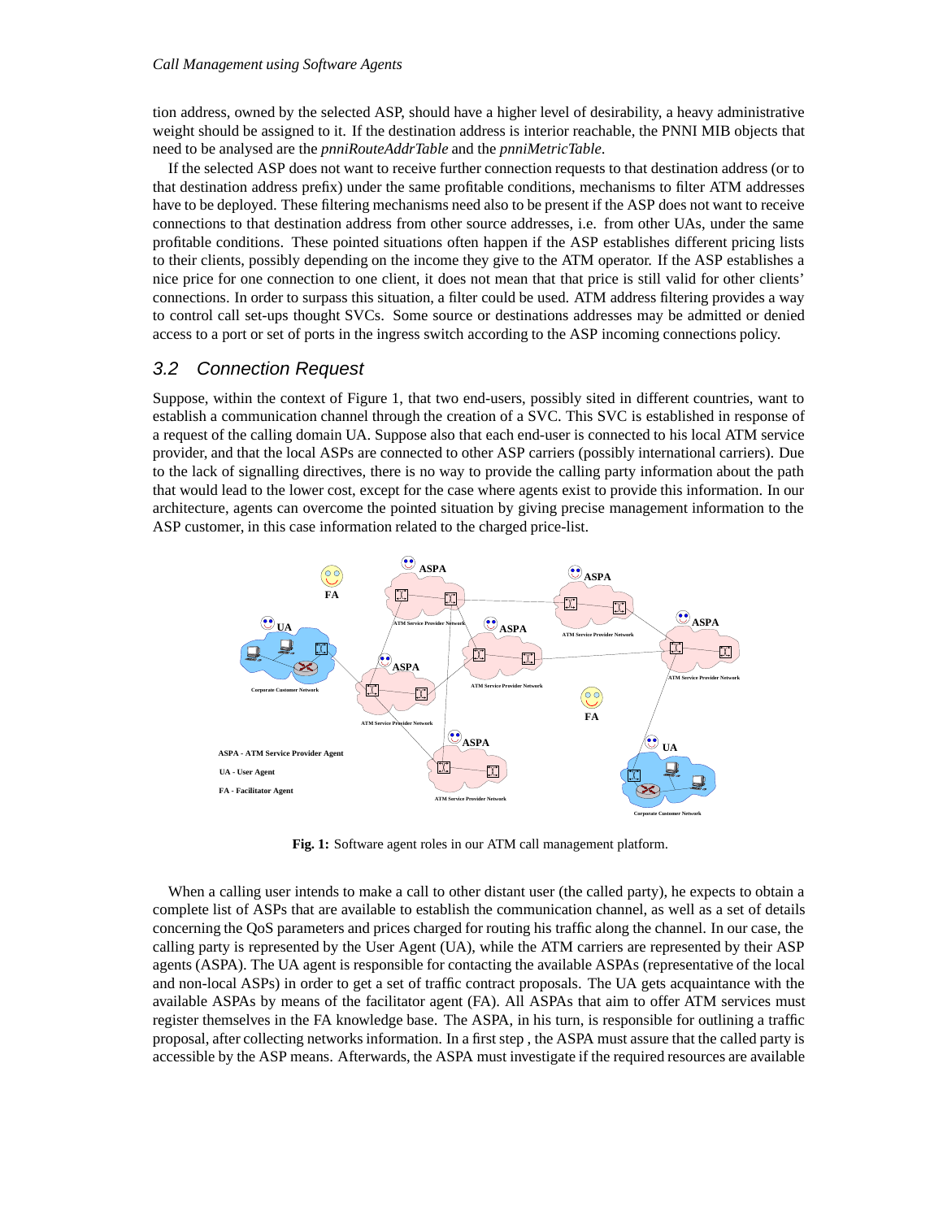tion address, owned by the selected ASP, should have a higher level of desirability, a heavy administrative weight should be assigned to it. If the destination address is interior reachable, the PNNI MIB objects that need to be analysed are the *pnniRouteAddrTable* and the *pnniMetricTable*.

If the selected ASP does not want to receive further connection requests to that destination address (or to that destination address prefix) under the same profitable conditions, mechanisms to filter ATM addresses have to be deployed. These filtering mechanisms need also to be present if the ASP does not want to receive connections to that destination address from other source addresses, i.e. from other UAs, under the same profitable conditions. These pointed situations often happen if the ASP establishes different pricing lists to their clients, possibly depending on the income they give to the ATM operator. If the ASP establishes a nice price for one connection to one client, it does not mean that that price is still valid for other clients' connections. In order to surpass this situation, a filter could be used. ATM address filtering provides a way to control call set-ups thought SVCs. Some source or destinations addresses may be admitted or denied access to a port or set of ports in the ingress switch according to the ASP incoming connections policy.

## 3.2 Connection Request

Suppose, within the context of Figure 1, that two end-users, possibly sited in different countries, want to establish a communication channel through the creation of a SVC. This SVC is established in response of a request of the calling domain UA. Suppose also that each end-user is connected to his local ATM service provider, and that the local ASPs are connected to other ASP carriers (possibly international carriers). Due to the lack of signalling directives, there is no way to provide the calling party information about the path that would lead to the lower cost, except for the case where agents exist to provide this information. In our architecture, agents can overcome the pointed situation by giving precise management information to the ASP customer, in this case information related to the charged price-list.

**Fig. 1:** Software agent roles in our ATM call management platform.

When a calling user intends to make a call to other distant user (the called party), he expects to obtain a complete list of ASPs that are available to establish the communication channel, as well as a set of details concerning the QoS parameters and prices charged for routing his traffic along the channel. In our case, the calling party is represented by the User Agent (UA), while the ATM carriers are represented by their ASP agents (ASPA). The UA agent is responsible for contacting the available ASPAs (representative of the local and non-local ASPs) in order to get a set of traffic contract proposals. The UA gets acquaintance with the available ASPAs by means of the facilitator agent (FA). All ASPAs that aim to offer ATM services must register themselves in the FA knowledge base. The ASPA, in his turn, is responsible for outlining a traffic proposal, after collecting networks information. In a first step , the ASPA must assure that the called party is accessible by the ASP means. Afterwards, the ASPA must investigate if the required resources are available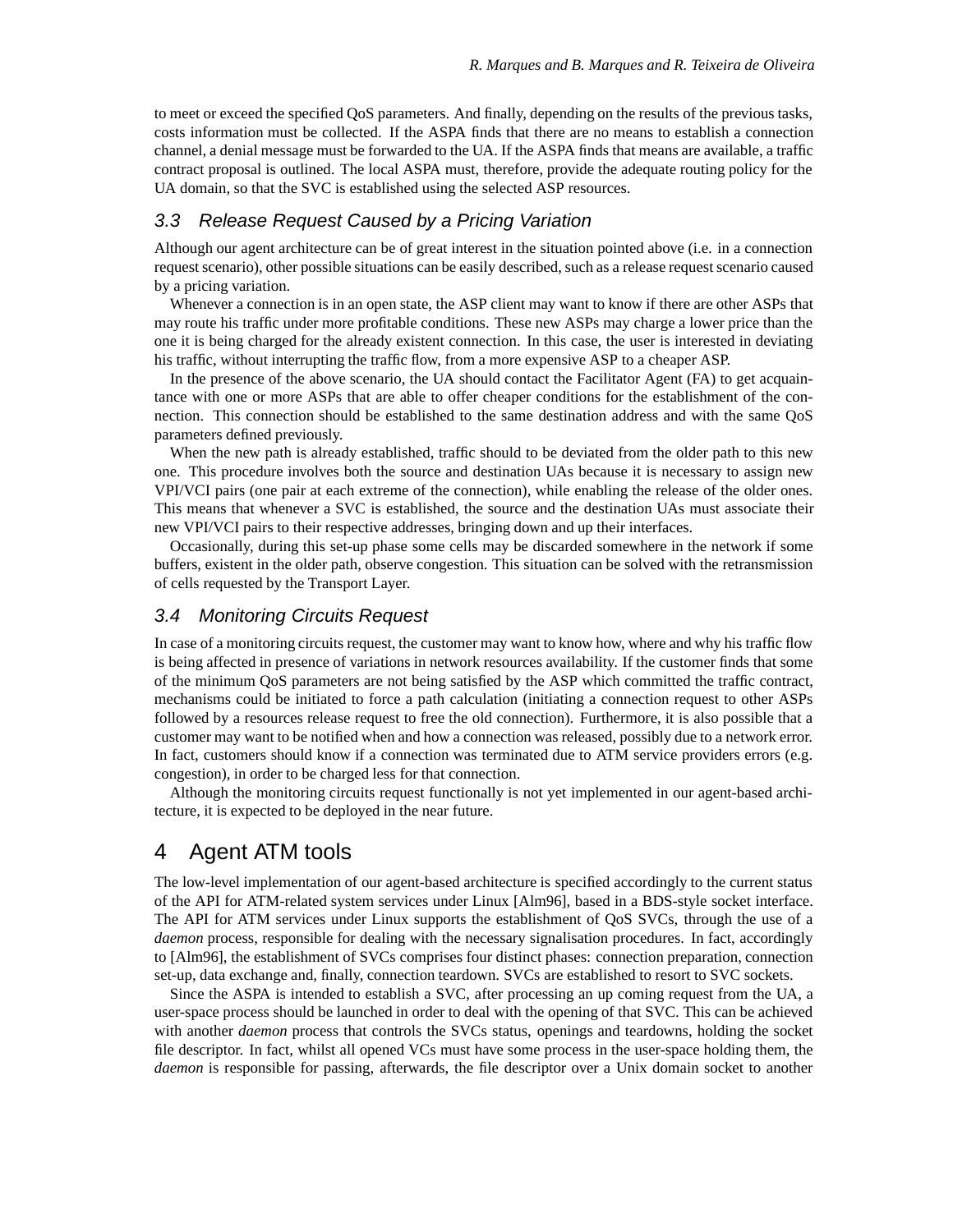to meet or exceed the specified QoS parameters. And finally, depending on the results of the previous tasks, costs information must be collected. If the ASPA finds that there are no means to establish a connection channel, a denial message must be forwarded to the UA. If the ASPA finds that means are available, a traffic contract proposal is outlined. The local ASPA must, therefore, provide the adequate routing policy for the UA domain, so that the SVC is established using the selected ASP resources.

### 3.3 Release Request Caused by a Pricing Variation

Although our agent architecture can be of great interest in the situation pointed above (i.e. in a connection request scenario), other possible situations can be easily described, such as a release request scenario caused by a pricing variation.

Whenever a connection is in an open state, the ASP client may want to know if there are other ASPs that may route his traffic under more profitable conditions. These new ASPs may charge a lower price than the one it is being charged for the already existent connection. In this case, the user is interested in deviating his traffic, without interrupting the traffic flow, from a more expensive ASP to a cheaper ASP.

In the presence of the above scenario, the UA should contact the Facilitator Agent (FA) to get acquaintance with one or more ASPs that are able to offer cheaper conditions for the establishment of the connection. This connection should be established to the same destination address and with the same QoS parameters defined previously.

When the new path is already established, traffic should to be deviated from the older path to this new one. This procedure involves both the source and destination UAs because it is necessary to assign new VPI/VCI pairs (one pair at each extreme of the connection), while enabling the release of the older ones. This means that whenever a SVC is established, the source and the destination UAs must associate their new VPI/VCI pairs to their respective addresses, bringing down and up their interfaces.

Occasionally, during this set-up phase some cells may be discarded somewhere in the network if some buffers, existent in the older path, observe congestion. This situation can be solved with the retransmission of cells requested by the Transport Layer.

### 3.4 Monitoring Circuits Request

In case of a monitoring circuits request, the customer may want to know how, where and why his traffic flow is being affected in presence of variations in network resources availability. If the customer finds that some of the minimum QoS parameters are not being satisfied by the ASP which committed the traffic contract, mechanisms could be initiated to force a path calculation (initiating a connection request to other ASPs followed by a resources release request to free the old connection). Furthermore, it is also possible that a customer may want to be notified when and how a connection was released, possibly due to a network error. In fact, customers should know if a connection was terminated due to ATM service providers errors (e.g. congestion), in order to be charged less for that connection.

Although the monitoring circuits request functionally is not yet implemented in our agent-based architecture, it is expected to be deployed in the near future.

## 4 Agent ATM tools

The low-level implementation of our agent-based architecture is specified accordingly to the current status of the API for ATM-related system services under Linux [Alm96], based in a BDS-style socket interface. The API for ATM services under Linux supports the establishment of QoS SVCs, through the use of a *daemon* process, responsible for dealing with the necessary signalisation procedures. In fact, accordingly to [Alm96], the establishment of SVCs comprises four distinct phases: connection preparation, connection set-up, data exchange and, finally, connection teardown. SVCs are established to resort to SVC sockets.

Since the ASPA is intended to establish a SVC, after processing an up coming request from the UA, a user-space process should be launched in order to deal with the opening of that SVC. This can be achieved with another *daemon* process that controls the SVCs status, openings and teardowns, holding the socket file descriptor. In fact, whilst all opened VCs must have some process in the user-space holding them, the *daemon* is responsible for passing, afterwards, the file descriptor over a Unix domain socket to another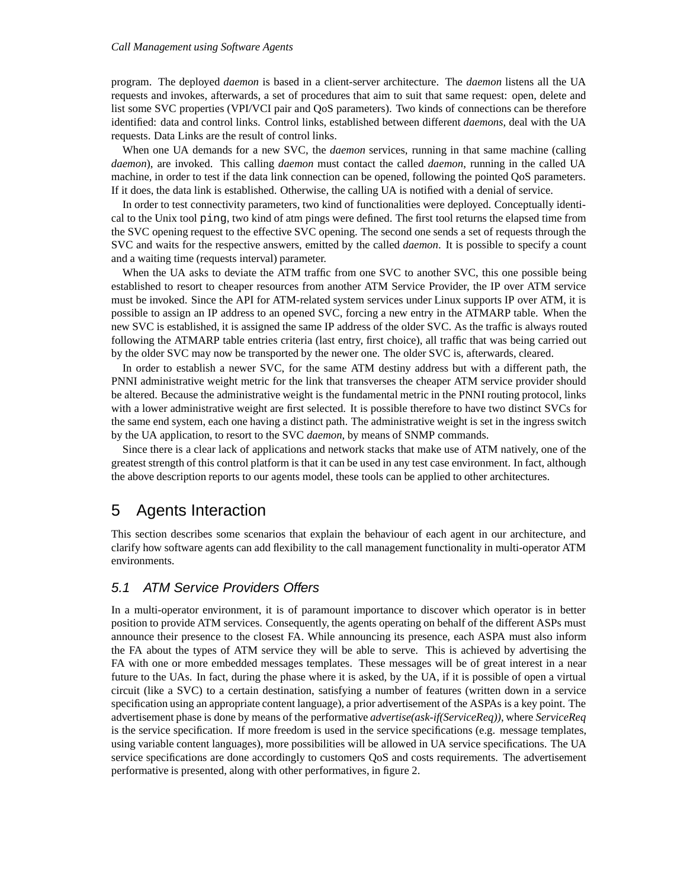program. The deployed *daemon* is based in a client-server architecture. The *daemon* listens all the UA requests and invokes, afterwards, a set of procedures that aim to suit that same request: open, delete and list some SVC properties (VPI/VCI pair and QoS parameters). Two kinds of connections can be therefore identified: data and control links. Control links, established between different *daemons*, deal with the UA requests. Data Links are the result of control links.

When one UA demands for a new SVC, the *daemon* services, running in that same machine (calling *daemon*), are invoked. This calling *daemon* must contact the called *daemon*, running in the called UA machine, in order to test if the data link connection can be opened, following the pointed QoS parameters. If it does, the data link is established. Otherwise, the calling UA is notified with a denial of service.

In order to test connectivity parameters, two kind of functionalities were deployed. Conceptually identical to the Unix tool `ping`, two kind of atm pings were defined. The first tool returns the elapsed time from the SVC opening request to the effective SVC opening. The second one sends a set of requests through the SVC and waits for the respective answers, emitted by the called *daemon*. It is possible to specify a count and a waiting time (requests interval) parameter.

When the UA asks to deviate the ATM traffic from one SVC to another SVC, this one possible being established to resort to cheaper resources from another ATM Service Provider, the IP over ATM service must be invoked. Since the API for ATM-related system services under Linux supports IP over ATM, it is possible to assign an IP address to an opened SVC, forcing a new entry in the ATMARP table. When the new SVC is established, it is assigned the same IP address of the older SVC. As the traffic is always routed following the ATMARP table entries criteria (last entry, first choice), all traffic that was being carried out by the older SVC may now be transported by the newer one. The older SVC is, afterwards, cleared.

In order to establish a newer SVC, for the same ATM destiny address but with a different path, the PNNI administrative weight metric for the link that transverses the cheaper ATM service provider should be altered. Because the administrative weight is the fundamental metric in the PNNI routing protocol, links with a lower administrative weight are first selected. It is possible therefore to have two distinct SVCs for the same end system, each one having a distinct path. The administrative weight is set in the ingress switch by the UA application, to resort to the SVC *daemon*, by means of SNMP commands.

Since there is a clear lack of applications and network stacks that make use of ATM natively, one of the greatest strength of this control platform is that it can be used in any test case environment. In fact, although the above description reports to our agents model, these tools can be applied to other architectures.

## 5 Agents Interaction

This section describes some scenarios that explain the behaviour of each agent in our architecture, and clarify how software agents can add flexibility to the call management functionality in multi-operator ATM environments.

### *5.1 ATM Service Providers Offers*

In a multi-operator environment, it is of paramount importance to discover which operator is in better position to provide ATM services. Consequently, the agents operating on behalf of the different ASPs must announce their presence to the closest FA. While announcing its presence, each ASPA must also inform the FA about the types of ATM service they will be able to serve. This is achieved by advertising the FA with one or more embedded messages templates. These messages will be of great interest in a near future to the UAs. In fact, during the phase where it is asked, by the UA, if it is possible of open a virtual circuit (like a SVC) to a certain destination, satisfying a number of features (written down in a service specification using an appropriate content language), a prior advertisement of the ASPAs is a key point. The advertisement phase is done by means of the performative *advertise(ask-if(ServiceReq))*, where *ServiceReq* is the service specification. If more freedom is used in the service specifications (e.g. message templates, using variable content languages), more possibilities will be allowed in UA service specifications. The UA service specifications are done accordingly to customers QoS and costs requirements. The advertisement performative is presented, along with other performatives, in figure 2.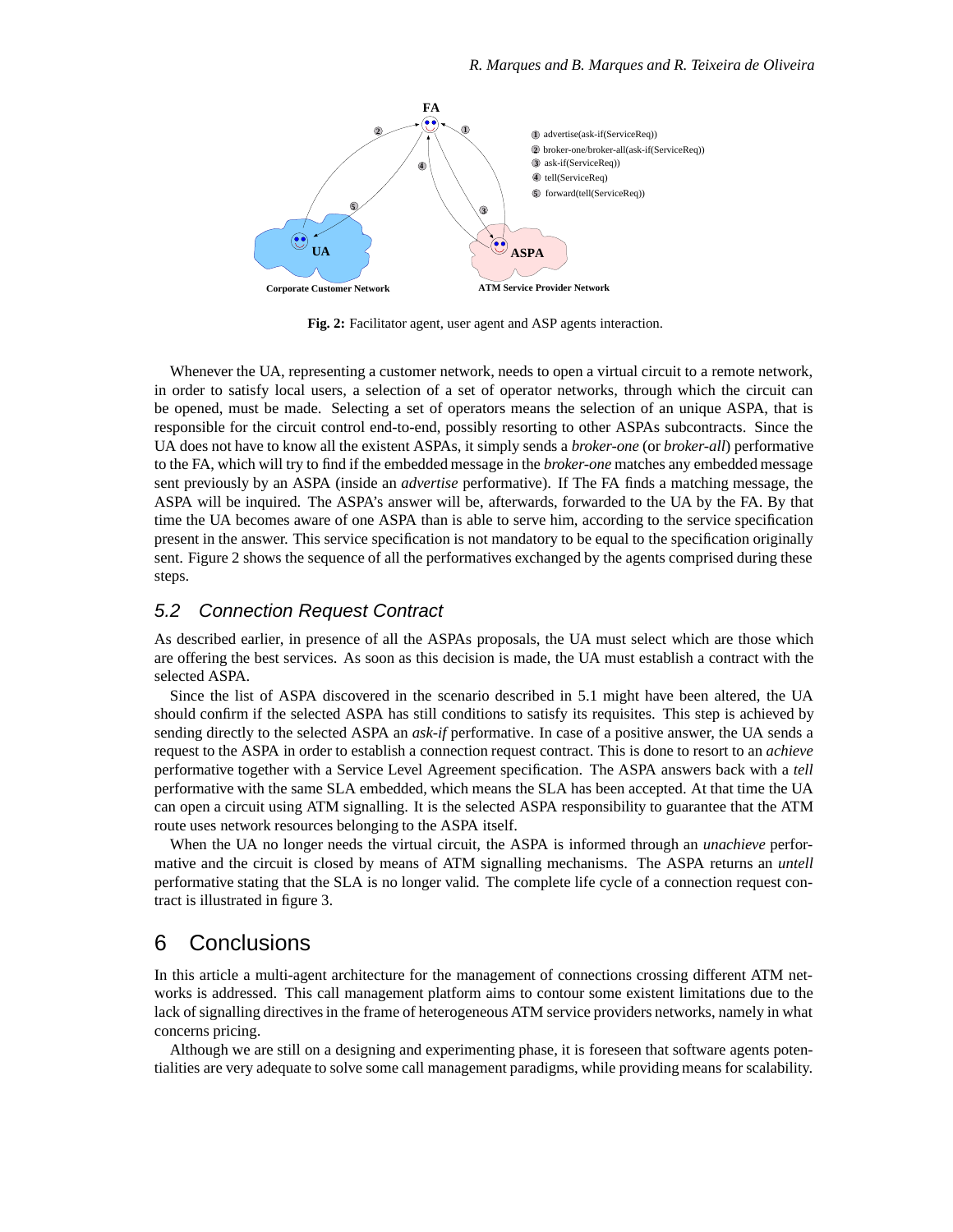Fig. 2: Facilitator agent, user agent and ASP agents interaction.

Whenever the UA, representing a customer network, needs to open a virtual circuit to a remote network, in order to satisfy local users, a selection of a set of operator networks, through which the circuit can be opened, must be made. Selecting a set of operators means the selection of an unique ASPA, that is responsible for the circuit control end-to-end, possibly resorting to other ASPAs subcontracts. Since the UA does not have to know all the existent ASPAs, it simply sends a *broker-one* (or *broker-all*) performative to the FA, which will try to find if the embedded message in the *broker-one* matches any embedded message sent previously by an ASPA (inside an *advertise* performative). If The FA finds a matching message, the ASPA will be inquired. The ASPA's answer will be, afterwards, forwarded to the UA by the FA. By that time the UA becomes aware of one ASPA than is able to serve him, according to the service specification present in the answer. This service specification is not mandatory to be equal to the specification originally sent. Figure 2 shows the sequence of all the performatives exchanged by the agents comprised during these steps.

### 5.2 Connection Request Contract

As described earlier, in presence of all the ASPAs proposals, the UA must select which are those which are offering the best services. As soon as this decision is made, the UA must establish a contract with the selected ASPA.

Since the list of ASPA discovered in the scenario described in 5.1 might have been altered, the UA should confirm if the selected ASPA has still conditions to satisfy its requisites. This step is achieved by sending directly to the selected ASPA an *ask-if* performative. In case of a positive answer, the UA sends a request to the ASPA in order to establish a connection request contract. This is done to resort to an *achieve* performative together with a Service Level Agreement specification. The ASPA answers back with a *tell* performative with the same SLA embedded, which means the SLA has been accepted. At that time the UA can open a circuit using ATM signalling. It is the selected ASPA responsibility to guarantee that the ATM route uses network resources belonging to the ASPA itself.

When the UA no longer needs the virtual circuit, the ASPA is informed through an *unachieve* performative and the circuit is closed by means of ATM signalling mechanisms. The ASPA returns an *untell* performative stating that the SLA is no longer valid. The complete life cycle of a connection request contract is illustrated in figure 3.

## 6 Conclusions

In this article a multi-agent architecture for the management of connections crossing different ATM networks is addressed. This call management platform aims to contour some existent limitations due to the lack of signalling directives in the frame of heterogeneous ATM service providers networks, namely in what concerns pricing.

Although we are still on a designing and experimenting phase, it is foreseen that software agents potentialities are very adequate to solve some call management paradigms, while providing means for scalability.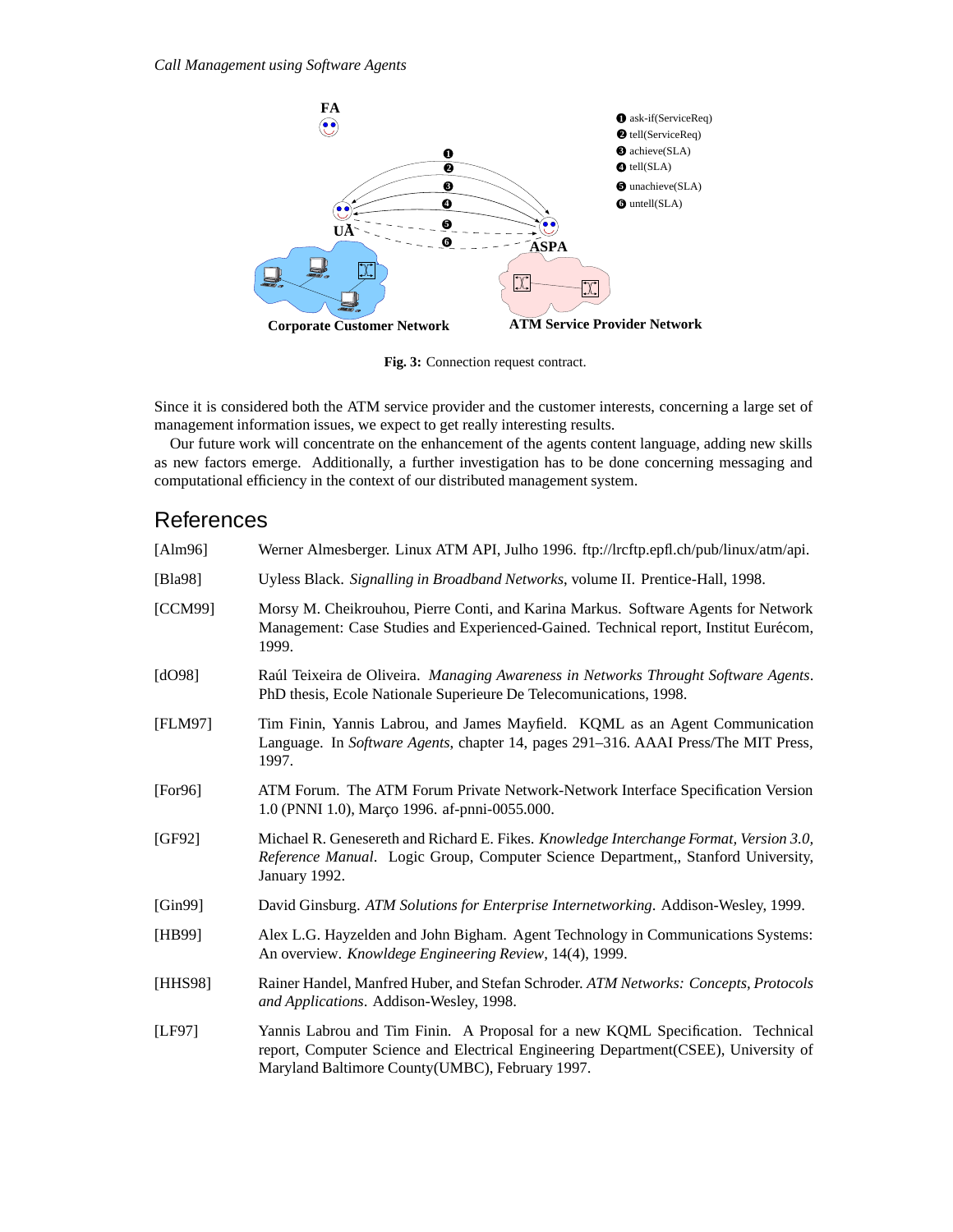**Fig. 3:** Connection request contract.

Since it is considered both the ATM service provider and the customer interests, concerning a large set of management information issues, we expect to get really interesting results.

Our future work will concentrate on the enhancement of the agents content language, adding new skills as new factors emerge. Additionally, a further investigation has to be done concerning messaging and computational efficiency in the context of our distributed management system.

# References

[Alm96] Werner Almesberger. Linux ATM API, Julho 1996. ftp://lrcftp.epfl.ch/pub/linux/atm/api.

[Bla98] Uyless Black. *Signalling in Broadband Networks*, volume II. Prentice-Hall, 1998.

[CCM99] Morsy M. Cheikrouhou, Pierre Conti, and Karina Markus. Software Agents for Network Management: Case Studies and Experienced-Gained. Technical report, Institut Eurécom, 1999.

[dO98] Raúl Teixeira de Oliveira. *Managing Awareness in Networks Throught Software Agents*. PhD thesis, Ecole Nationale Superieure De Telecomunications, 1998.

[FLM97] Tim Finin, Yannis Labrou, and James Mayfield. KQML as an Agent Communication Language. In *Software Agents*, chapter 14, pages 291–316. AAAI Press/The MIT Press, 1997.

[For96] ATM Forum. The ATM Forum Private Network-Network Interface Specification Version 1.0 (PNNI 1.0), Março 1996. af-pnni-0055.000.

[GF92] Michael R. Genesereth and Richard E. Fikes. *Knowledge Interchange Format, Version 3.0, Reference Manual*. Logic Group, Computer Science Department,, Stanford University, January 1992.

[Gin99] David Ginsburg. *ATM Solutions for Enterprise Internetworking*. Addison-Wesley, 1999.

[HB99] Alex L.G. Hayzelden and John Bigham. Agent Technology in Communications Systems: An overview. *Knowldege Engineering Review*, 14(4), 1999.

[HHS98] Rainer Handel, Manfred Huber, and Stefan Schroder. *ATM Networks: Concepts, Protocols and Applications*. Addison-Wesley, 1998.

[LF97] Yannis Labrou and Tim Finin. A Proposal for a new KQML Specification. Technical report, Computer Science and Electrical Engineering Department(CSEE), University of Maryland Baltimore County(UMBC), February 1997.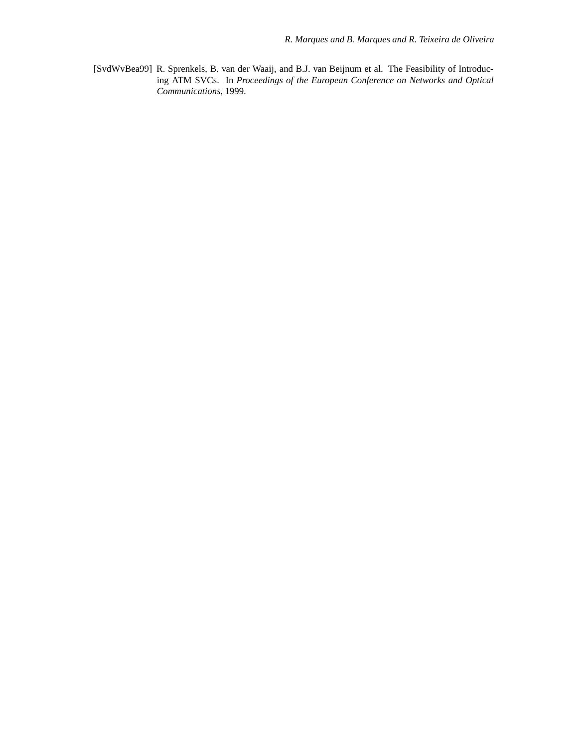[SvdWvBea99] R. Sprenkels, B. van der Waaij, and B.J. van Beijnum et al. The Feasibility of Introducing ATM SVCs. In *Proceedings of the European Conference on Networks and Optical Communications*, 1999.